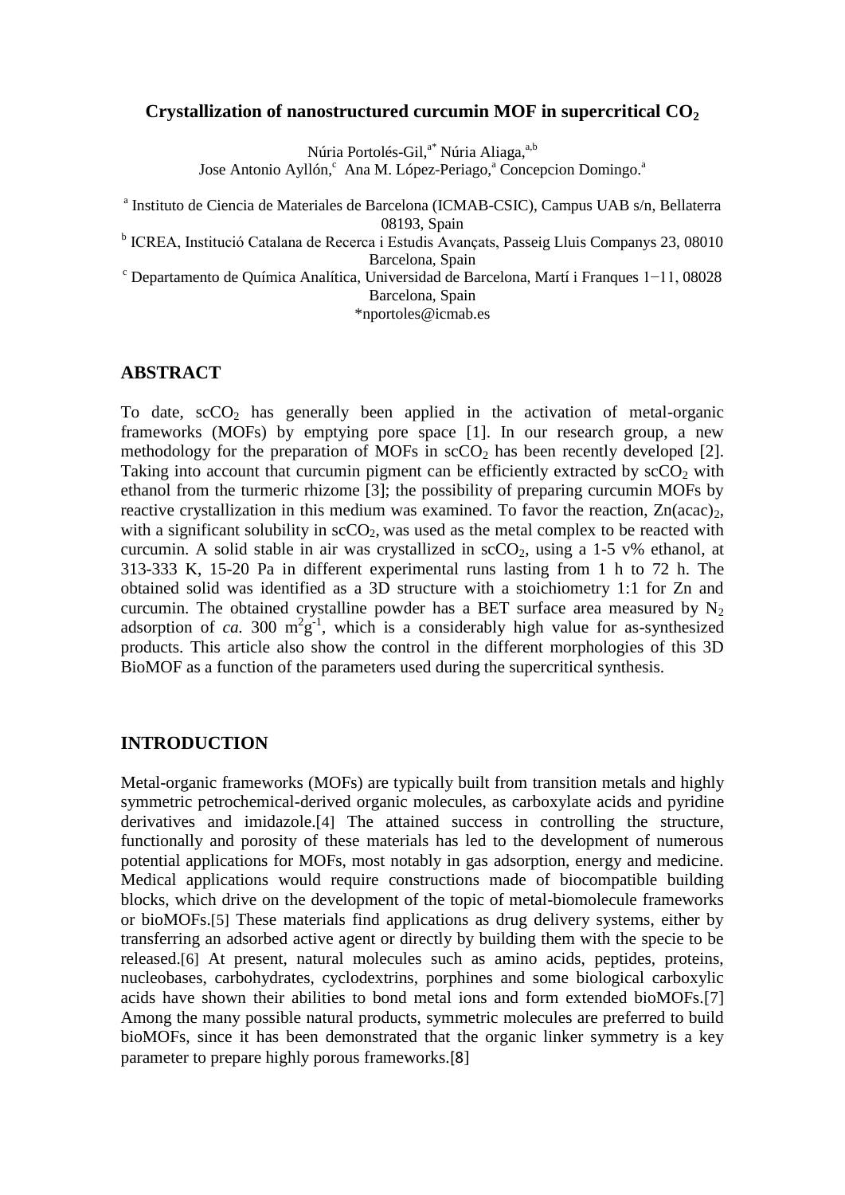# Crystallization of nanostructured curcumin MOF in supercritical $CO_2$

Núria Portolés-Gil,[a*] Núria Aliaga,[a,b]
Jose Antonio Ayllón,[c] Ana M. López-Periago,[a] Concepcion Domingo.[a]

[a] Instituto de Ciencia de Materiales de Barcelona (ICMAB-CSIC), Campus UAB s/n, Bellaterra 08193, Spain

[b] ICREA, Institució Catalana de Recerca i Estudis Avançats, Passeig Lluis Companys 23, 08010 Barcelona, Spain

[c] Departamento de Química Analítica, Universidad de Barcelona, Martí i Franques 1−11, 08028 Barcelona, Spain

*nportoles@icmab.es

## ABSTRACT

To date, $scCO_2$ has generally been applied in the activation of metal-organic frameworks (MOFs) by emptying pore space [1]. In our research group, a new methodology for the preparation of MOFs in $scCO_2$ has been recently developed [2]. Taking into account that curcumin pigment can be efficiently extracted by $scCO_2$ with ethanol from the turmeric rhizome [3]; the possibility of preparing curcumin MOFs by reactive crystallization in this medium was examined. To favor the reaction, $Zn(acac)_2$, with a significant solubility in $scCO_2$, was used as the metal complex to be reacted with curcumin. A solid stable in air was crystallized in $scCO_2$, using a 1-5 v% ethanol, at 313-333 K, 15-20 Pa in different experimental runs lasting from 1 h to 72 h. The obtained solid was identified as a 3D structure with a stoichiometry 1:1 for Zn and curcumin. The obtained crystalline powder has a BET surface area measured by $N_2$ adsorption of *ca.* 300 $m^2g^{-1}$, which is a considerably high value for as-synthesized products. This article also show the control in the different morphologies of this 3D BioMOF as a function of the parameters used during the supercritical synthesis.

## INTRODUCTION

Metal-organic frameworks (MOFs) are typically built from transition metals and highly symmetric petrochemical-derived organic molecules, as carboxylate acids and pyridine derivatives and imidazole.[4] The attained success in controlling the structure, functionally and porosity of these materials has led to the development of numerous potential applications for MOFs, most notably in gas adsorption, energy and medicine. Medical applications would require constructions made of biocompatible building blocks, which drive on the development of the topic of metal-biomolecule frameworks or bioMOFs.[5] These materials find applications as drug delivery systems, either by transferring an adsorbed active agent or directly by building them with the specie to be released.[6] At present, natural molecules such as amino acids, peptides, proteins, nucleobases, carbohydrates, cyclodextrins, porphines and some biological carboxylic acids have shown their abilities to bond metal ions and form extended bioMOFs.[7] Among the many possible natural products, symmetric molecules are preferred to build bioMOFs, since it has been demonstrated that the organic linker symmetry is a key parameter to prepare highly porous frameworks.[8]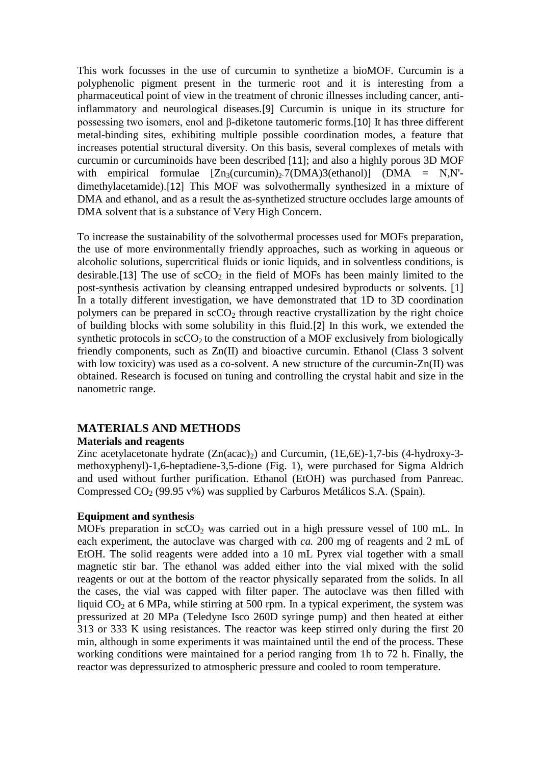This work focusses in the use of curcumin to synthetize a bioMOF. Curcumin is a polyphenolic pigment present in the turmeric root and it is interesting from a pharmaceutical point of view in the treatment of chronic illnesses including cancer, anti-inflammatory and neurological diseases.[9] Curcumin is unique in its structure for possessing two isomers, enol and β-diketone tautomeric forms.[10] It has three different metal-binding sites, exhibiting multiple possible coordination modes, a feature that increases potential structural diversity. On this basis, several complexes of metals with curcumin or curcuminoids have been described [11]; and also a highly porous 3D MOF with empirical formulae $[Zn_3(curcumin)_2{\cdot}7(DMA)3(ethanol)]$ (DMA = N,N'-dimethylacetamide).[12] This MOF was solvothermally synthesized in a mixture of DMA and ethanol, and as a result the as-synthetized structure occludes large amounts of DMA solvent that is a substance of Very High Concern.

To increase the sustainability of the solvothermal processes used for MOFs preparation, the use of more environmentally friendly approaches, such as working in aqueous or alcoholic solutions, supercritical fluids or ionic liquids, and in solventless conditions, is desirable.[13] The use of $scCO_2$ in the field of MOFs has been mainly limited to the post-synthesis activation by cleansing entrapped undesired byproducts or solvents. [1] In a totally different investigation, we have demonstrated that 1D to 3D coordination polymers can be prepared in $scCO_2$ through reactive crystallization by the right choice of building blocks with some solubility in this fluid.[2] In this work, we extended the synthetic protocols in $scCO_2$ to the construction of a MOF exclusively from biologically friendly components, such as Zn(II) and bioactive curcumin. Ethanol (Class 3 solvent with low toxicity) was used as a co-solvent. A new structure of the curcumin-Zn(II) was obtained. Research is focused on tuning and controlling the crystal habit and size in the nanometric range.

## MATERIALS AND METHODS

### Materials and reagents

Zinc acetylacetonate hydrate ($Zn(acac)_2$) and Curcumin, (1E,6E)-1,7-bis (4-hydroxy-3-methoxyphenyl)-1,6-heptadiene-3,5-dione (Fig. 1), were purchased for Sigma Aldrich and used without further purification. Ethanol (EtOH) was purchased from Panreac. Compressed $CO_2$ (99.95 v%) was supplied by Carburos Metálicos S.A. (Spain).

### Equipment and synthesis

MOFs preparation in $scCO_2$ was carried out in a high pressure vessel of 100 mL. In each experiment, the autoclave was charged with *ca.* 200 mg of reagents and 2 mL of EtOH. The solid reagents were added into a 10 mL Pyrex vial together with a small magnetic stir bar. The ethanol was added either into the vial mixed with the solid reagents or out at the bottom of the reactor physically separated from the solids. In all the cases, the vial was capped with filter paper. The autoclave was then filled with liquid $CO_2$ at 6 MPa, while stirring at 500 rpm. In a typical experiment, the system was pressurized at 20 MPa (Teledyne Isco 260D syringe pump) and then heated at either 313 or 333 K using resistances. The reactor was keep stirred only during the first 20 min, although in some experiments it was maintained until the end of the process. These working conditions were maintained for a period ranging from 1h to 72 h. Finally, the reactor was depressurized to atmospheric pressure and cooled to room temperature.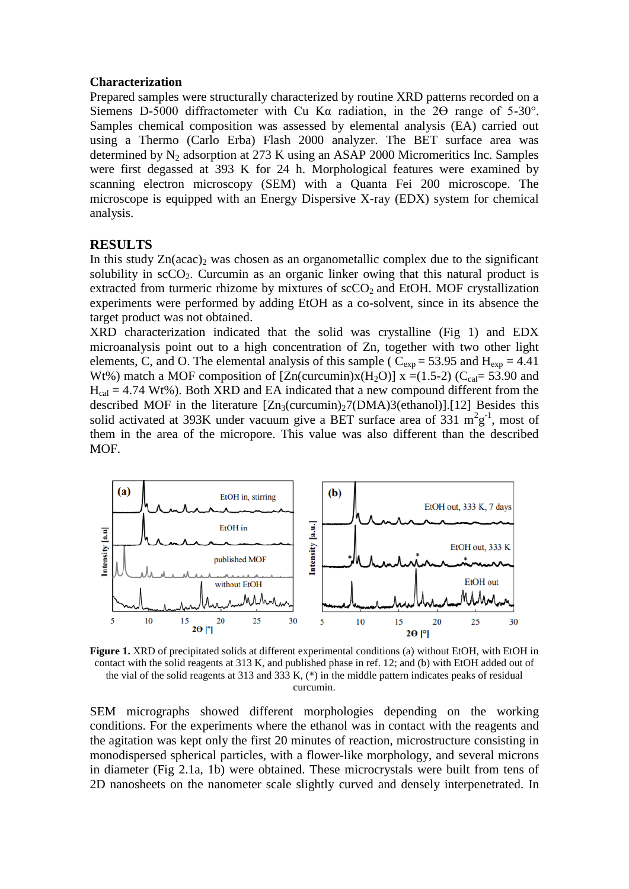### Characterization

Prepared samples were structurally characterized by routine XRD patterns recorded on a Siemens D-5000 diffractometer with Cu Kα radiation, in the 2Θ range of 5-30°. Samples chemical composition was assessed by elemental analysis (EA) carried out using a Thermo (Carlo Erba) Flash 2000 analyzer. The BET surface area was determined by $N_2$ adsorption at 273 K using an ASAP 2000 Micromeritics Inc. Samples were first degassed at 393 K for 24 h. Morphological features were examined by scanning electron microscopy (SEM) with a Quanta Fei 200 microscope. The microscope is equipped with an Energy Dispersive X-ray (EDX) system for chemical analysis.

## RESULTS

In this study $Zn(acac)_2$ was chosen as an organometallic complex due to the significant solubility in $scCO_2$. Curcumin as an organic linker owing that this natural product is extracted from turmeric rhizome by mixtures of $scCO_2$ and EtOH. MOF crystallization experiments were performed by adding EtOH as a co-solvent, since in its absence the target product was not obtained.

XRD characterization indicated that the solid was crystalline (Fig 1) and EDX microanalysis point out to a high concentration of Zn, together with two other light elements, C, and O. The elemental analysis of this sample ( $C_{exp}$ = 53.95 and $H_{exp}$ = 4.41 Wt%) match a MOF composition of $[Zn(curcumin)x(H_2O)]$ x =(1.5-2) ($C_{cal}$= 53.90 and $H_{cal}$ = 4.74 Wt%). Both XRD and EA indicated that a new compound different from the described MOF in the literature $[Zn_3(curcumin)_27(DMA)3(ethanol)]$.[12] Besides this solid activated at 393K under vacuum give a BET surface area of 331 $m^2g^{-1}$, most of them in the area of the micropore. This value was also different than the described MOF.

**Figure 1.** XRD of precipitated solids at different experimental conditions (a) without EtOH, with EtOH in contact with the solid reagents at 313 K, and published phase in ref. 12; and (b) with EtOH added out of the vial of the solid reagents at 313 and 333 K, (*) in the middle pattern indicates peaks of residual curcumin.

SEM micrographs showed different morphologies depending on the working conditions. For the experiments where the ethanol was in contact with the reagents and the agitation was kept only the first 20 minutes of reaction, microstructure consisting in monodispersed spherical particles, with a flower-like morphology, and several microns in diameter (Fig 2.1a, 1b) were obtained. These microcrystals were built from tens of 2D nanosheets on the nanometer scale slightly curved and densely interpenetrated. In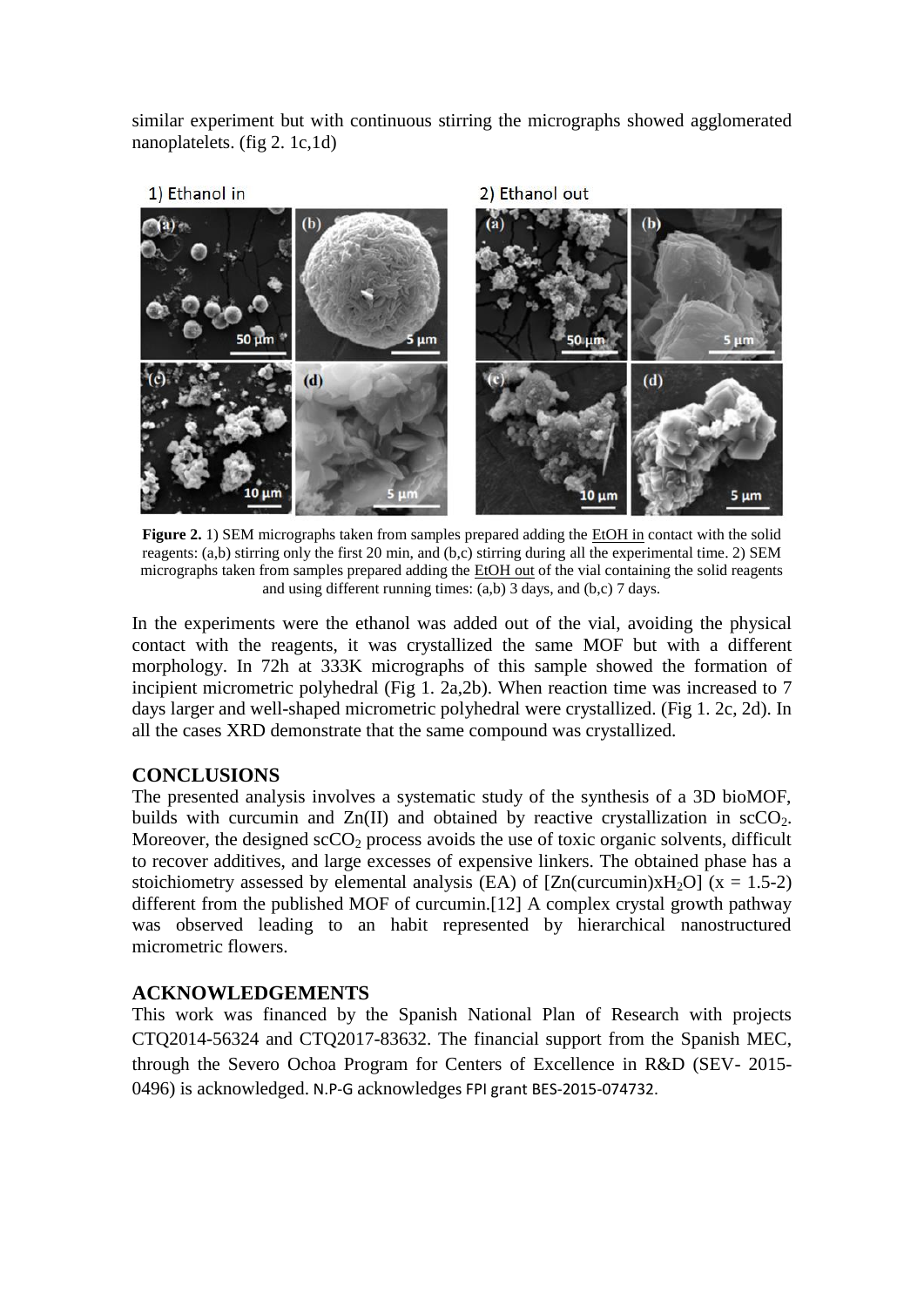similar experiment but with continuous stirring the micrographs showed agglomerated nanoplatelets. (fig 2. 1c,1d)

**Figure 2.** 1) SEM micrographs taken from samples prepared adding the EtOH in contact with the solid reagents: (a,b) stirring only the first 20 min, and (b,c) stirring during all the experimental time. 2) SEM micrographs taken from samples prepared adding the EtOH out of the vial containing the solid reagents and using different running times: (a,b) 3 days, and (b,c) 7 days.

In the experiments were the ethanol was added out of the vial, avoiding the physical contact with the reagents, it was crystallized the same MOF but with a different morphology. In 72h at 333K micrographs of this sample showed the formation of incipient micrometric polyhedral (Fig 1. 2a,2b). When reaction time was increased to 7 days larger and well-shaped micrometric polyhedral were crystallized. (Fig 1. 2c, 2d). In all the cases XRD demonstrate that the same compound was crystallized.

## CONCLUSIONS

The presented analysis involves a systematic study of the synthesis of a 3D bioMOF, builds with curcumin and Zn(II) and obtained by reactive crystallization in $scCO_2$. Moreover, the designed $scCO_2$ process avoids the use of toxic organic solvents, difficult to recover additives, and large excesses of expensive linkers. The obtained phase has a stoichiometry assessed by elemental analysis (EA) of [Zn(curcumin)x$H_2O$] ($x = 1.5$-$2$) different from the published MOF of curcumin.[12] A complex crystal growth pathway was observed leading to an habit represented by hierarchical nanostructured micrometric flowers.

## ACKNOWLEDGEMENTS

This work was financed by the Spanish National Plan of Research with projects CTQ2014-56324 and CTQ2017-83632. The financial support from the Spanish MEC, through the Severo Ochoa Program for Centers of Excellence in R&D (SEV- 2015-0496) is acknowledged. N.P-G acknowledges FPI grant BES-2015-074732.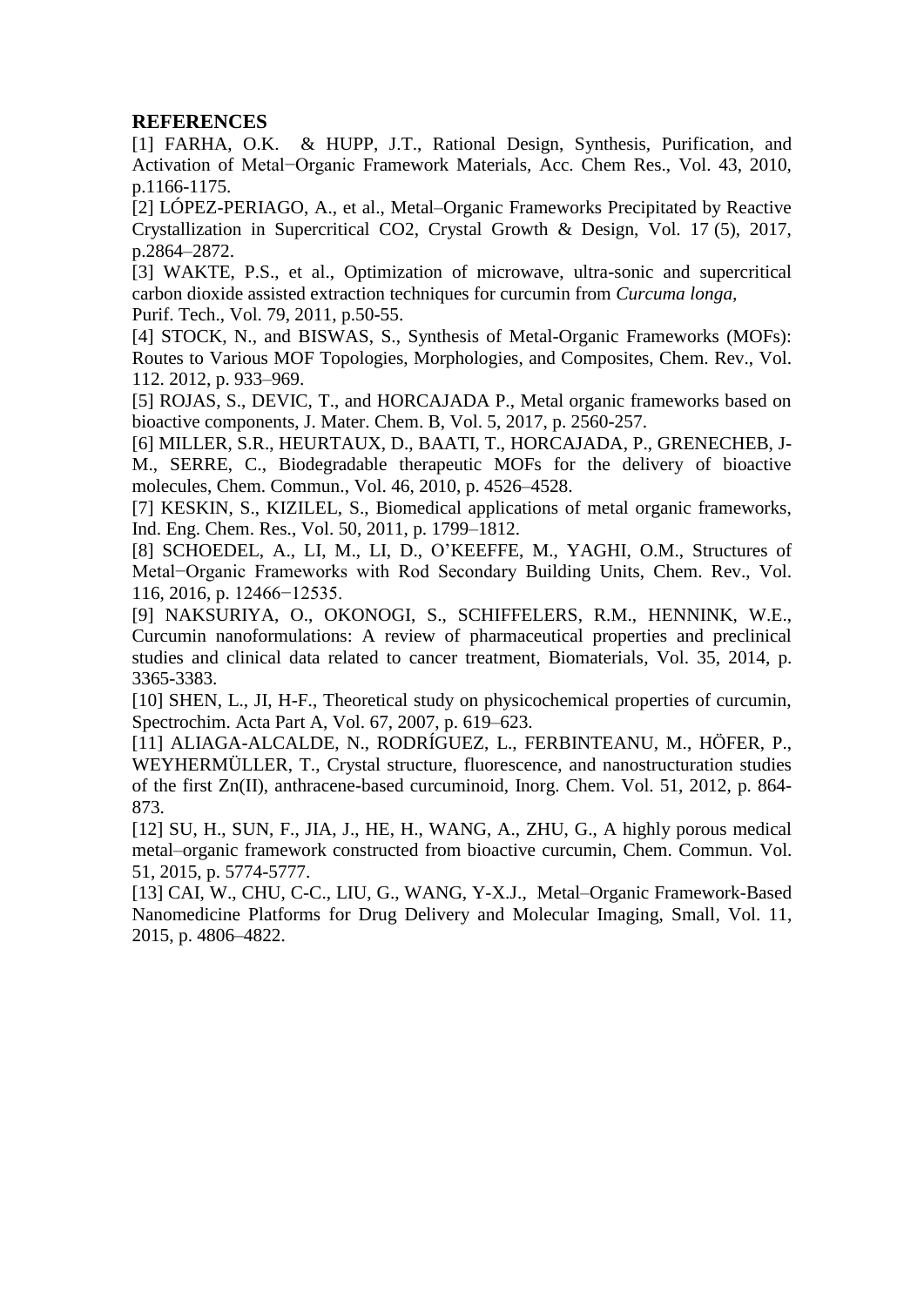## REFERENCES

[1] FARHA, O.K. & HUPP, J.T., Rational Design, Synthesis, Purification, and Activation of Metal−Organic Framework Materials, Acc. Chem Res., Vol. 43, 2010, p.1166-1175.

[2] LÓPEZ-PERIAGO, A., et al., Metal–Organic Frameworks Precipitated by Reactive Crystallization in Supercritical CO2, Crystal Growth & Design, Vol. 17 (5), 2017, p.2864–2872.

[3] WAKTE, P.S., et al., Optimization of microwave, ultra-sonic and supercritical carbon dioxide assisted extraction techniques for curcumin from *Curcuma longa*, Purif. Tech., Vol. 79, 2011, p.50-55.

[4] STOCK, N., and BISWAS, S., Synthesis of Metal-Organic Frameworks (MOFs): Routes to Various MOF Topologies, Morphologies, and Composites, Chem. Rev., Vol. 112. 2012, p. 933–969.

[5] ROJAS, S., DEVIC, T., and HORCAJADA P., Metal organic frameworks based on bioactive components, J. Mater. Chem. B, Vol. 5, 2017, p. 2560-257.

[6] MILLER, S.R., HEURTAUX, D., BAATI, T., HORCAJADA, P., GRENECHEB, J-M., SERRE, C., Biodegradable therapeutic MOFs for the delivery of bioactive molecules, Chem. Commun., Vol. 46, 2010, p. 4526–4528.

[7] KESKIN, S., KIZILEL, S., Biomedical applications of metal organic frameworks, Ind. Eng. Chem. Res., Vol. 50, 2011, p. 1799–1812.

[8] SCHOEDEL, A., LI, M., LI, D., O'KEEFFE, M., YAGHI, O.M., Structures of Metal−Organic Frameworks with Rod Secondary Building Units, Chem. Rev., Vol. 116, 2016, p. 12466−12535.

[9] NAKSURIYA, O., OKONOGI, S., SCHIFFELERS, R.M., HENNINK, W.E., Curcumin nanoformulations: A review of pharmaceutical properties and preclinical studies and clinical data related to cancer treatment, Biomaterials, Vol. 35, 2014, p. 3365-3383.

[10] SHEN, L., JI, H-F., Theoretical study on physicochemical properties of curcumin, Spectrochim. Acta Part A, Vol. 67, 2007, p. 619–623.

[11] ALIAGA-ALCALDE, N., RODRÍGUEZ, L., FERBINTEANU, M., HÖFER, P., WEYHERMÜLLER, T., Crystal structure, fluorescence, and nanostructuration studies of the first Zn(II), anthracene-based curcuminoid, Inorg. Chem. Vol. 51, 2012, p. 864-873.

[12] SU, H., SUN, F., JIA, J., HE, H., WANG, A., ZHU, G., A highly porous medical metal–organic framework constructed from bioactive curcumin, Chem. Commun. Vol. 51, 2015, p. 5774-5777.

[13] CAI, W., CHU, C-C., LIU, G., WANG, Y-X.J., Metal–Organic Framework-Based Nanomedicine Platforms for Drug Delivery and Molecular Imaging, Small, Vol. 11, 2015, p. 4806–4822.